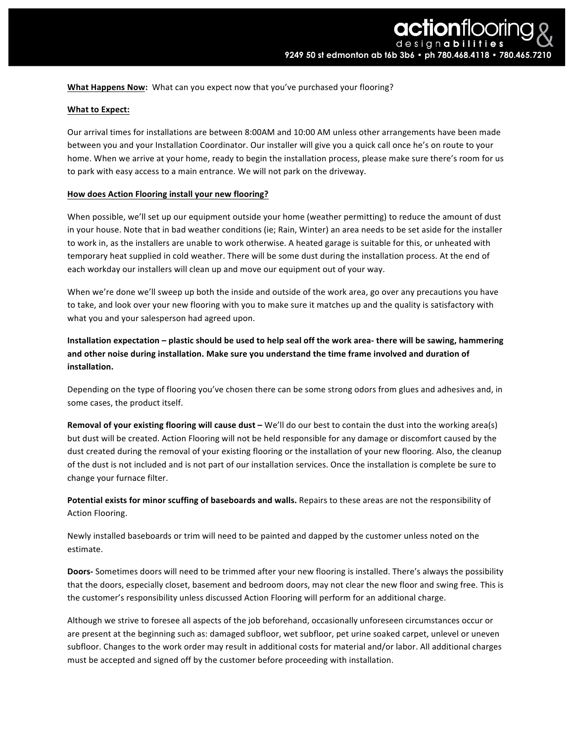**action**flooring & design**abilities**
9249 50 st edmonton ab t6b 3b6 • ph 780.468.4118 • 780.465.7210

**What Happens Now:** What can you expect now that you've purchased your flooring?

**What to Expect:**

Our arrival times for installations are between 8:00AM and 10:00 AM unless other arrangements have been made between you and your Installation Coordinator. Our installer will give you a quick call once he's on route to your home. When we arrive at your home, ready to begin the installation process, please make sure there's room for us to park with easy access to a main entrance. We will not park on the driveway.

**How does Action Flooring install your new flooring?**

When possible, we'll set up our equipment outside your home (weather permitting) to reduce the amount of dust in your house. Note that in bad weather conditions (ie; Rain, Winter) an area needs to be set aside for the installer to work in, as the installers are unable to work otherwise. A heated garage is suitable for this, or unheated with temporary heat supplied in cold weather. There will be some dust during the installation process. At the end of each workday our installers will clean up and move our equipment out of your way.

When we're done we'll sweep up both the inside and outside of the work area, go over any precautions you have to take, and look over your new flooring with you to make sure it matches up and the quality is satisfactory with what you and your salesperson had agreed upon.

**Installation expectation – plastic should be used to help seal off the work area- there will be sawing, hammering and other noise during installation. Make sure you understand the time frame involved and duration of installation.**

Depending on the type of flooring you've chosen there can be some strong odors from glues and adhesives and, in some cases, the product itself.

**Removal of your existing flooring will cause dust –** We'll do our best to contain the dust into the working area(s) but dust will be created. Action Flooring will not be held responsible for any damage or discomfort caused by the dust created during the removal of your existing flooring or the installation of your new flooring. Also, the cleanup of the dust is not included and is not part of our installation services. Once the installation is complete be sure to change your furnace filter.

**Potential exists for minor scuffing of baseboards and walls.** Repairs to these areas are not the responsibility of Action Flooring.

Newly installed baseboards or trim will need to be painted and dapped by the customer unless noted on the estimate.

**Doors-** Sometimes doors will need to be trimmed after your new flooring is installed. There's always the possibility that the doors, especially closet, basement and bedroom doors, may not clear the new floor and swing free. This is the customer's responsibility unless discussed Action Flooring will perform for an additional charge.

Although we strive to foresee all aspects of the job beforehand, occasionally unforeseen circumstances occur or are present at the beginning such as: damaged subfloor, wet subfloor, pet urine soaked carpet, unlevel or uneven subfloor. Changes to the work order may result in additional costs for material and/or labor. All additional charges must be accepted and signed off by the customer before proceeding with installation.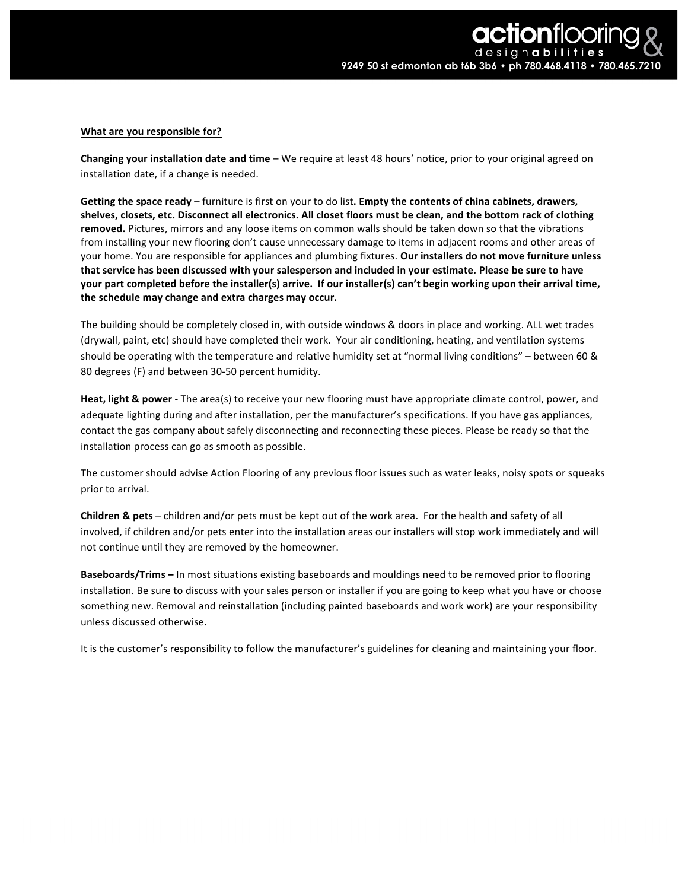**What are you responsible for?**

**Changing your installation date and time** – We require at least 48 hours' notice, prior to your original agreed on installation date, if a change is needed.

**Getting the space ready** – furniture is first on your to do list**. Empty the contents of china cabinets, drawers, shelves, closets, etc. Disconnect all electronics. All closet floors must be clean, and the bottom rack of clothing removed.** Pictures, mirrors and any loose items on common walls should be taken down so that the vibrations from installing your new flooring don't cause unnecessary damage to items in adjacent rooms and other areas of your home. You are responsible for appliances and plumbing fixtures. **Our installers do not move furniture unless that service has been discussed with your salesperson and included in your estimate. Please be sure to have your part completed before the installer(s) arrive. If our installer(s) can't begin working upon their arrival time, the schedule may change and extra charges may occur.**

The building should be completely closed in, with outside windows & doors in place and working. ALL wet trades (drywall, paint, etc) should have completed their work. Your air conditioning, heating, and ventilation systems should be operating with the temperature and relative humidity set at "normal living conditions" – between 60 & 80 degrees (F) and between 30-50 percent humidity.

**Heat, light & power** - The area(s) to receive your new flooring must have appropriate climate control, power, and adequate lighting during and after installation, per the manufacturer's specifications. If you have gas appliances, contact the gas company about safely disconnecting and reconnecting these pieces. Please be ready so that the installation process can go as smooth as possible.

The customer should advise Action Flooring of any previous floor issues such as water leaks, noisy spots or squeaks prior to arrival.

**Children & pets** – children and/or pets must be kept out of the work area. For the health and safety of all involved, if children and/or pets enter into the installation areas our installers will stop work immediately and will not continue until they are removed by the homeowner.

**Baseboards/Trims –** In most situations existing baseboards and mouldings need to be removed prior to flooring installation. Be sure to discuss with your sales person or installer if you are going to keep what you have or choose something new. Removal and reinstallation (including painted baseboards and work work) are your responsibility unless discussed otherwise.

It is the customer's responsibility to follow the manufacturer's guidelines for cleaning and maintaining your floor.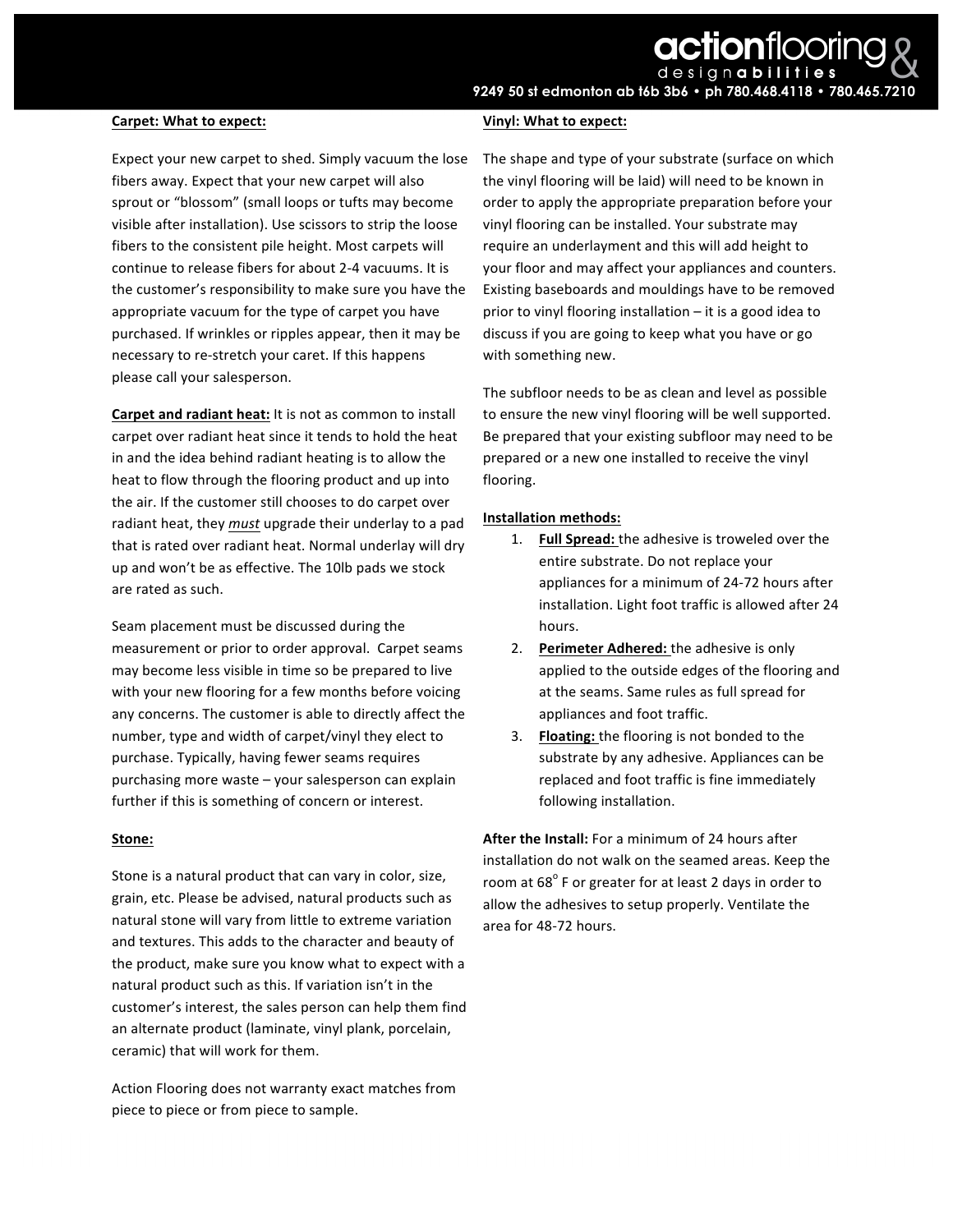**Carpet: What to expect:**

Expect your new carpet to shed. Simply vacuum the lose fibers away. Expect that your new carpet will also sprout or "blossom" (small loops or tufts may become visible after installation). Use scissors to strip the loose fibers to the consistent pile height. Most carpets will continue to release fibers for about 2-4 vacuums. It is the customer's responsibility to make sure you have the appropriate vacuum for the type of carpet you have purchased. If wrinkles or ripples appear, then it may be necessary to re-stretch your caret. If this happens please call your salesperson.

**Carpet and radiant heat:** It is not as common to install carpet over radiant heat since it tends to hold the heat in and the idea behind radiant heating is to allow the heat to flow through the flooring product and up into the air. If the customer still chooses to do carpet over radiant heat, they ***must*** upgrade their underlay to a pad that is rated over radiant heat. Normal underlay will dry up and won't be as effective. The 10lb pads we stock are rated as such.

Seam placement must be discussed during the measurement or prior to order approval. Carpet seams may become less visible in time so be prepared to live with your new flooring for a few months before voicing any concerns. The customer is able to directly affect the number, type and width of carpet/vinyl they elect to purchase. Typically, having fewer seams requires purchasing more waste – your salesperson can explain further if this is something of concern or interest.

**Stone:**

Stone is a natural product that can vary in color, size, grain, etc. Please be advised, natural products such as natural stone will vary from little to extreme variation and textures. This adds to the character and beauty of the product, make sure you know what to expect with a natural product such as this. If variation isn't in the customer's interest, the sales person can help them find an alternate product (laminate, vinyl plank, porcelain, ceramic) that will work for them.

Action Flooring does not warranty exact matches from piece to piece or from piece to sample.

**Vinyl: What to expect:**

The shape and type of your substrate (surface on which the vinyl flooring will be laid) will need to be known in order to apply the appropriate preparation before your vinyl flooring can be installed. Your substrate may require an underlayment and this will add height to your floor and may affect your appliances and counters. Existing baseboards and mouldings have to be removed prior to vinyl flooring installation – it is a good idea to discuss if you are going to keep what you have or go with something new.

The subfloor needs to be as clean and level as possible to ensure the new vinyl flooring will be well supported. Be prepared that your existing subfloor may need to be prepared or a new one installed to receive the vinyl flooring.

**Installation methods:**

1. **Full Spread:** the adhesive is troweled over the entire substrate. Do not replace your appliances for a minimum of 24-72 hours after installation. Light foot traffic is allowed after 24 hours.
2. **Perimeter Adhered:** the adhesive is only applied to the outside edges of the flooring and at the seams. Same rules as full spread for appliances and foot traffic.
3. **Floating:** the flooring is not bonded to the substrate by any adhesive. Appliances can be replaced and foot traffic is fine immediately following installation.

**After the Install:** For a minimum of 24 hours after installation do not walk on the seamed areas. Keep the room at 68° F or greater for at least 2 days in order to allow the adhesives to setup properly. Ventilate the area for 48-72 hours.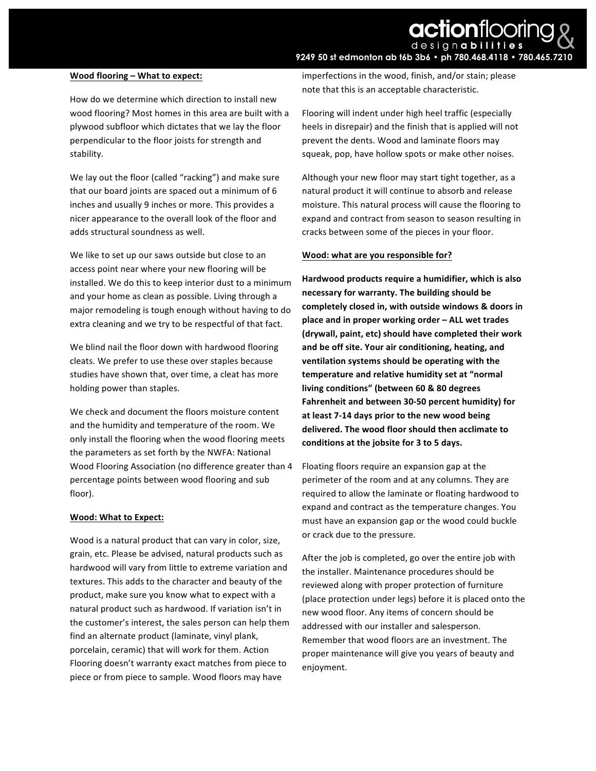**Wood flooring – What to expect:**

How do we determine which direction to install new wood flooring? Most homes in this area are built with a plywood subfloor which dictates that we lay the floor perpendicular to the floor joists for strength and stability.

We lay out the floor (called "racking") and make sure that our board joints are spaced out a minimum of 6 inches and usually 9 inches or more. This provides a nicer appearance to the overall look of the floor and adds structural soundness as well.

We like to set up our saws outside but close to an access point near where your new flooring will be installed. We do this to keep interior dust to a minimum and your home as clean as possible. Living through a major remodeling is tough enough without having to do extra cleaning and we try to be respectful of that fact.

We blind nail the floor down with hardwood flooring cleats. We prefer to use these over staples because studies have shown that, over time, a cleat has more holding power than staples.

We check and document the floors moisture content and the humidity and temperature of the room. We only install the flooring when the wood flooring meets the parameters as set forth by the NWFA: National Wood Flooring Association (no difference greater than 4 percentage points between wood flooring and sub floor).

**Wood: What to Expect:**

Wood is a natural product that can vary in color, size, grain, etc. Please be advised, natural products such as hardwood will vary from little to extreme variation and textures. This adds to the character and beauty of the product, make sure you know what to expect with a natural product such as hardwood. If variation isn't in the customer's interest, the sales person can help them find an alternate product (laminate, vinyl plank, porcelain, ceramic) that will work for them. Action Flooring doesn't warranty exact matches from piece to piece or from piece to sample. Wood floors may have imperfections in the wood, finish, and/or stain; please note that this is an acceptable characteristic.

Flooring will indent under high heel traffic (especially heels in disrepair) and the finish that is applied will not prevent the dents. Wood and laminate floors may squeak, pop, have hollow spots or make other noises.

Although your new floor may start tight together, as a natural product it will continue to absorb and release moisture. This natural process will cause the flooring to expand and contract from season to season resulting in cracks between some of the pieces in your floor.

**Wood: what are you responsible for?**

**Hardwood products require a humidifier, which is also necessary for warranty. The building should be completely closed in, with outside windows & doors in place and in proper working order – ALL wet trades (drywall, paint, etc) should have completed their work and be off site. Your air conditioning, heating, and ventilation systems should be operating with the temperature and relative humidity set at "normal living conditions" (between 60 & 80 degrees Fahrenheit and between 30-50 percent humidity) for at least 7-14 days prior to the new wood being delivered. The wood floor should then acclimate to conditions at the jobsite for 3 to 5 days.**

Floating floors require an expansion gap at the perimeter of the room and at any columns. They are required to allow the laminate or floating hardwood to expand and contract as the temperature changes. You must have an expansion gap or the wood could buckle or crack due to the pressure.

After the job is completed, go over the entire job with the installer. Maintenance procedures should be reviewed along with proper protection of furniture (place protection under legs) before it is placed onto the new wood floor. Any items of concern should be addressed with our installer and salesperson. Remember that wood floors are an investment. The proper maintenance will give you years of beauty and enjoyment.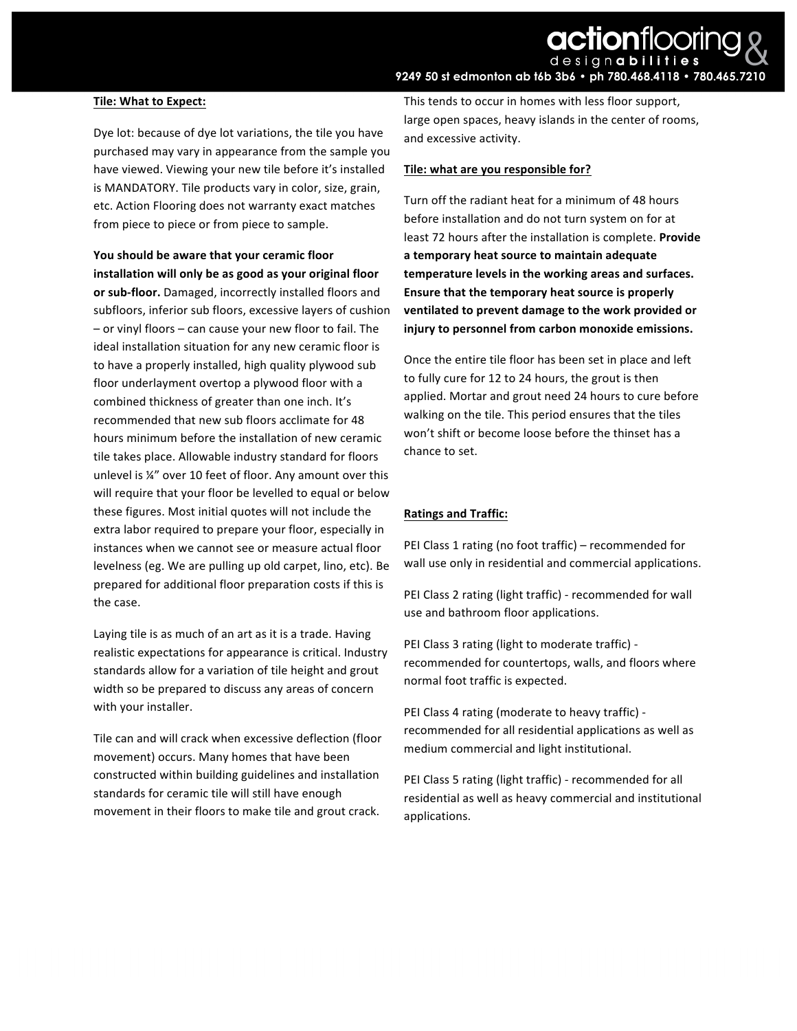### Tile: What to Expect:

Dye lot: because of dye lot variations, the tile you have purchased may vary in appearance from the sample you have viewed. Viewing your new tile before it's installed is MANDATORY. Tile products vary in color, size, grain, etc. Action Flooring does not warranty exact matches from piece to piece or from piece to sample.

**You should be aware that your ceramic floor installation will only be as good as your original floor or sub-floor.** Damaged, incorrectly installed floors and subfloors, inferior sub floors, excessive layers of cushion – or vinyl floors – can cause your new floor to fail. The ideal installation situation for any new ceramic floor is to have a properly installed, high quality plywood sub floor underlayment overtop a plywood floor with a combined thickness of greater than one inch. It's recommended that new sub floors acclimate for 48 hours minimum before the installation of new ceramic tile takes place. Allowable industry standard for floors unlevel is ¼" over 10 feet of floor. Any amount over this will require that your floor be levelled to equal or below these figures. Most initial quotes will not include the extra labor required to prepare your floor, especially in instances when we cannot see or measure actual floor levelness (eg. We are pulling up old carpet, lino, etc). Be prepared for additional floor preparation costs if this is the case.

Laying tile is as much of an art as it is a trade. Having realistic expectations for appearance is critical. Industry standards allow for a variation of tile height and grout width so be prepared to discuss any areas of concern with your installer.

Tile can and will crack when excessive deflection (floor movement) occurs. Many homes that have been constructed within building guidelines and installation standards for ceramic tile will still have enough movement in their floors to make tile and grout crack. This tends to occur in homes with less floor support, large open spaces, heavy islands in the center of rooms, and excessive activity.

### Tile: what are you responsible for?

Turn off the radiant heat for a minimum of 48 hours before installation and do not turn system on for at least 72 hours after the installation is complete. **Provide a temporary heat source to maintain adequate temperature levels in the working areas and surfaces. Ensure that the temporary heat source is properly ventilated to prevent damage to the work provided or injury to personnel from carbon monoxide emissions.**

Once the entire tile floor has been set in place and left to fully cure for 12 to 24 hours, the grout is then applied. Mortar and grout need 24 hours to cure before walking on the tile. This period ensures that the tiles won't shift or become loose before the thinset has a chance to set.

### Ratings and Traffic:

PEI Class 1 rating (no foot traffic) – recommended for wall use only in residential and commercial applications.

PEI Class 2 rating (light traffic) - recommended for wall use and bathroom floor applications.

PEI Class 3 rating (light to moderate traffic) - recommended for countertops, walls, and floors where normal foot traffic is expected.

PEI Class 4 rating (moderate to heavy traffic) - recommended for all residential applications as well as medium commercial and light institutional.

PEI Class 5 rating (light traffic) - recommended for all residential as well as heavy commercial and institutional applications.